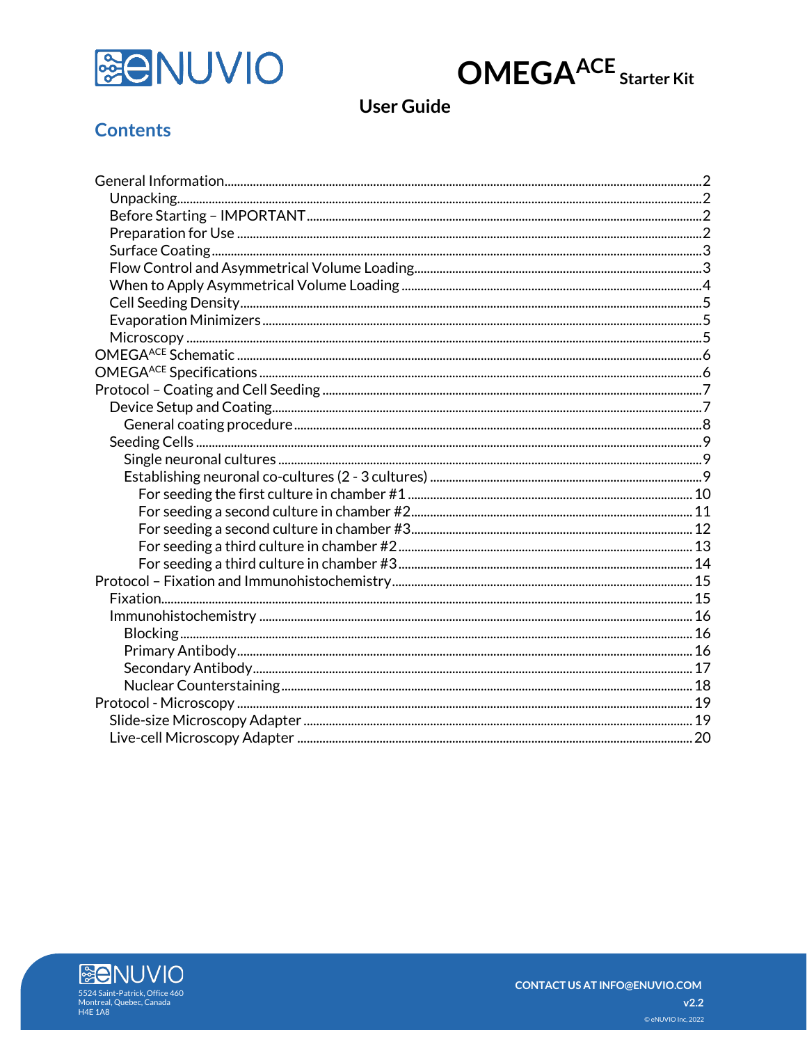# OMEGA$^{ACE}$ Starter Kit

## User Guide

## Contents

- General Information....2
  - Unpacking....2
  - Before Starting – IMPORTANT....2
  - Preparation for Use....2
  - Surface Coating....3
  - Flow Control and Asymmetrical Volume Loading....3
  - When to Apply Asymmetrical Volume Loading....4
  - Cell Seeding Density....5
  - Evaporation Minimizers....5
  - Microscopy....5
- OMEGA$^{ACE}$ Schematic....6
- OMEGA$^{ACE}$ Specifications....6
- Protocol – Coating and Cell Seeding....7
  - Device Setup and Coating....7
    - General coating procedure....8
  - Seeding Cells....9
    - Single neuronal cultures....9
    - Establishing neuronal co-cultures (2 - 3 cultures)....9
      - For seeding the first culture in chamber #1....10
      - For seeding a second culture in chamber #2....11
      - For seeding a second culture in chamber #3....12
      - For seeding a third culture in chamber #2....13
      - For seeding a third culture in chamber #3....14
- Protocol – Fixation and Immunohistochemistry....15
  - Fixation....15
  - Immunohistochemistry....16
    - Blocking....16
    - Primary Antibody....16
    - Secondary Antibody....17
    - Nuclear Counterstaining....18
- Protocol - Microscopy....19
  - Slide-size Microscopy Adapter....19
  - Live-cell Microscopy Adapter....20

eNUVIO
5524 Saint-Patrick, Office 460
Montreal, Quebec, Canada
H4E 1A8

CONTACT US AT INFO@ENUVIO.COM

v2.2

© eNUVIO Inc, 2022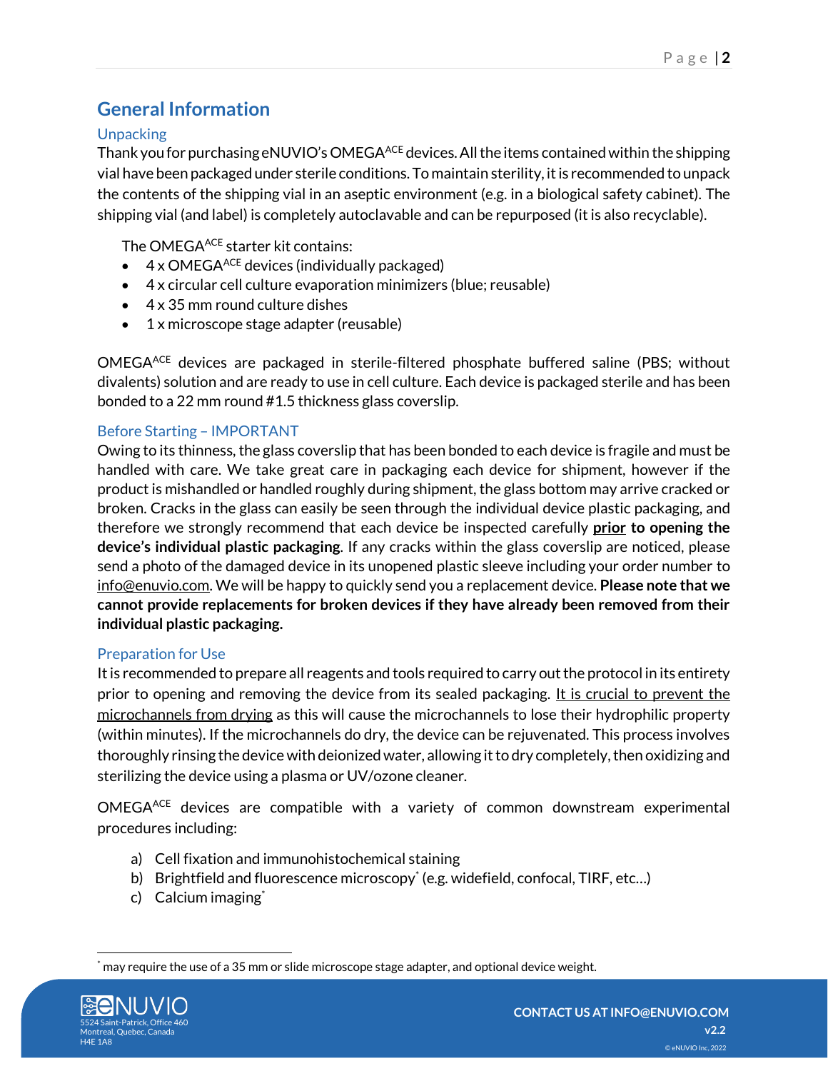## General Information

### Unpacking

Thank you for purchasing eNUVIO's OMEGA$^{ACE}$ devices. All the items contained within the shipping vial have been packaged under sterile conditions. To maintain sterility, it is recommended to unpack the contents of the shipping vial in an aseptic environment (e.g. in a biological safety cabinet). The shipping vial (and label) is completely autoclavable and can be repurposed (it is also recyclable).

The OMEGA$^{ACE}$ starter kit contains:

- 4 x OMEGA$^{ACE}$ devices (individually packaged)
- 4 x circular cell culture evaporation minimizers (blue; reusable)
- 4 x 35 mm round culture dishes
- 1 x microscope stage adapter (reusable)

OMEGA$^{ACE}$ devices are packaged in sterile-filtered phosphate buffered saline (PBS; without divalents) solution and are ready to use in cell culture. Each device is packaged sterile and has been bonded to a 22 mm round #1.5 thickness glass coverslip.

### Before Starting – IMPORTANT

Owing to its thinness, the glass coverslip that has been bonded to each device is fragile and must be handled with care. We take great care in packaging each device for shipment, however if the product is mishandled or handled roughly during shipment, the glass bottom may arrive cracked or broken. Cracks in the glass can easily be seen through the individual device plastic packaging, and therefore we strongly recommend that each device be inspected carefully **prior to opening the device's individual plastic packaging**. If any cracks within the glass coverslip are noticed, please send a photo of the damaged device in its unopened plastic sleeve including your order number to info@enuvio.com. We will be happy to quickly send you a replacement device. **Please note that we cannot provide replacements for broken devices if they have already been removed from their individual plastic packaging.**

### Preparation for Use

It is recommended to prepare all reagents and tools required to carry out the protocol in its entirety prior to opening and removing the device from its sealed packaging. It is crucial to prevent the microchannels from drying as this will cause the microchannels to lose their hydrophilic property (within minutes). If the microchannels do dry, the device can be rejuvenated. This process involves thoroughly rinsing the device with deionized water, allowing it to dry completely, then oxidizing and sterilizing the device using a plasma or UV/ozone cleaner.

OMEGA$^{ACE}$ devices are compatible with a variety of common downstream experimental procedures including:

a) Cell fixation and immunohistochemical staining
b) Brightfield and fluorescence microscopy* (e.g. widefield, confocal, TIRF, etc…)
c) Calcium imaging*

* may require the use of a 35 mm or slide microscope stage adapter, and optional device weight.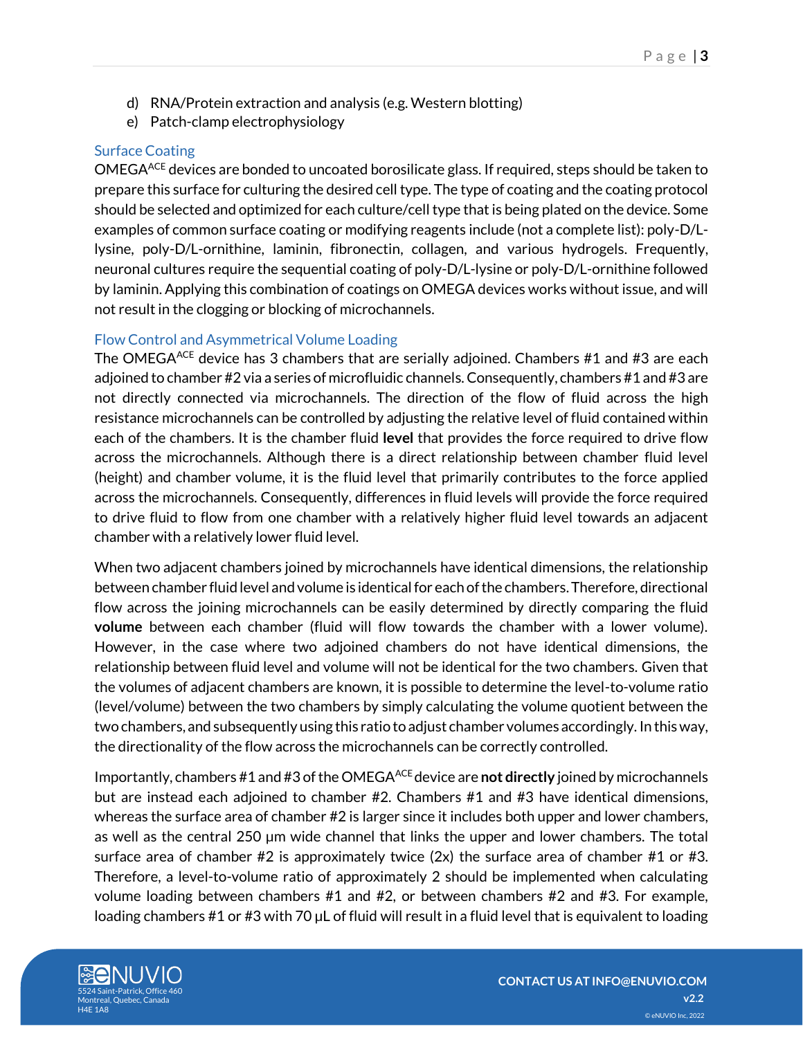d) RNA/Protein extraction and analysis (e.g. Western blotting)
e) Patch-clamp electrophysiology

## Surface Coating

OMEGA$^{ACE}$ devices are bonded to uncoated borosilicate glass. If required, steps should be taken to prepare this surface for culturing the desired cell type. The type of coating and the coating protocol should be selected and optimized for each culture/cell type that is being plated on the device. Some examples of common surface coating or modifying reagents include (not a complete list): poly-D/L-lysine, poly-D/L-ornithine, laminin, fibronectin, collagen, and various hydrogels. Frequently, neuronal cultures require the sequential coating of poly-D/L-lysine or poly-D/L-ornithine followed by laminin. Applying this combination of coatings on OMEGA devices works without issue, and will not result in the clogging or blocking of microchannels.

## Flow Control and Asymmetrical Volume Loading

The OMEGA$^{ACE}$ device has 3 chambers that are serially adjoined. Chambers #1 and #3 are each adjoined to chamber #2 via a series of microfluidic channels. Consequently, chambers #1 and #3 are not directly connected via microchannels. The direction of the flow of fluid across the high resistance microchannels can be controlled by adjusting the relative level of fluid contained within each of the chambers. It is the chamber fluid **level** that provides the force required to drive flow across the microchannels. Although there is a direct relationship between chamber fluid level (height) and chamber volume, it is the fluid level that primarily contributes to the force applied across the microchannels. Consequently, differences in fluid levels will provide the force required to drive fluid to flow from one chamber with a relatively higher fluid level towards an adjacent chamber with a relatively lower fluid level.

When two adjacent chambers joined by microchannels have identical dimensions, the relationship between chamber fluid level and volume is identical for each of the chambers. Therefore, directional flow across the joining microchannels can be easily determined by directly comparing the fluid **volume** between each chamber (fluid will flow towards the chamber with a lower volume). However, in the case where two adjoined chambers do not have identical dimensions, the relationship between fluid level and volume will not be identical for the two chambers. Given that the volumes of adjacent chambers are known, it is possible to determine the level-to-volume ratio (level/volume) between the two chambers by simply calculating the volume quotient between the two chambers, and subsequently using this ratio to adjust chamber volumes accordingly. In this way, the directionality of the flow across the microchannels can be correctly controlled.

Importantly, chambers #1 and #3 of the OMEGA$^{ACE}$ device are **not directly** joined by microchannels but are instead each adjoined to chamber #2. Chambers #1 and #3 have identical dimensions, whereas the surface area of chamber #2 is larger since it includes both upper and lower chambers, as well as the central 250 µm wide channel that links the upper and lower chambers. The total surface area of chamber #2 is approximately twice (2x) the surface area of chamber #1 or #3. Therefore, a level-to-volume ratio of approximately 2 should be implemented when calculating volume loading between chambers #1 and #2, or between chambers #2 and #3. For example, loading chambers #1 or #3 with 70 µL of fluid will result in a fluid level that is equivalent to loading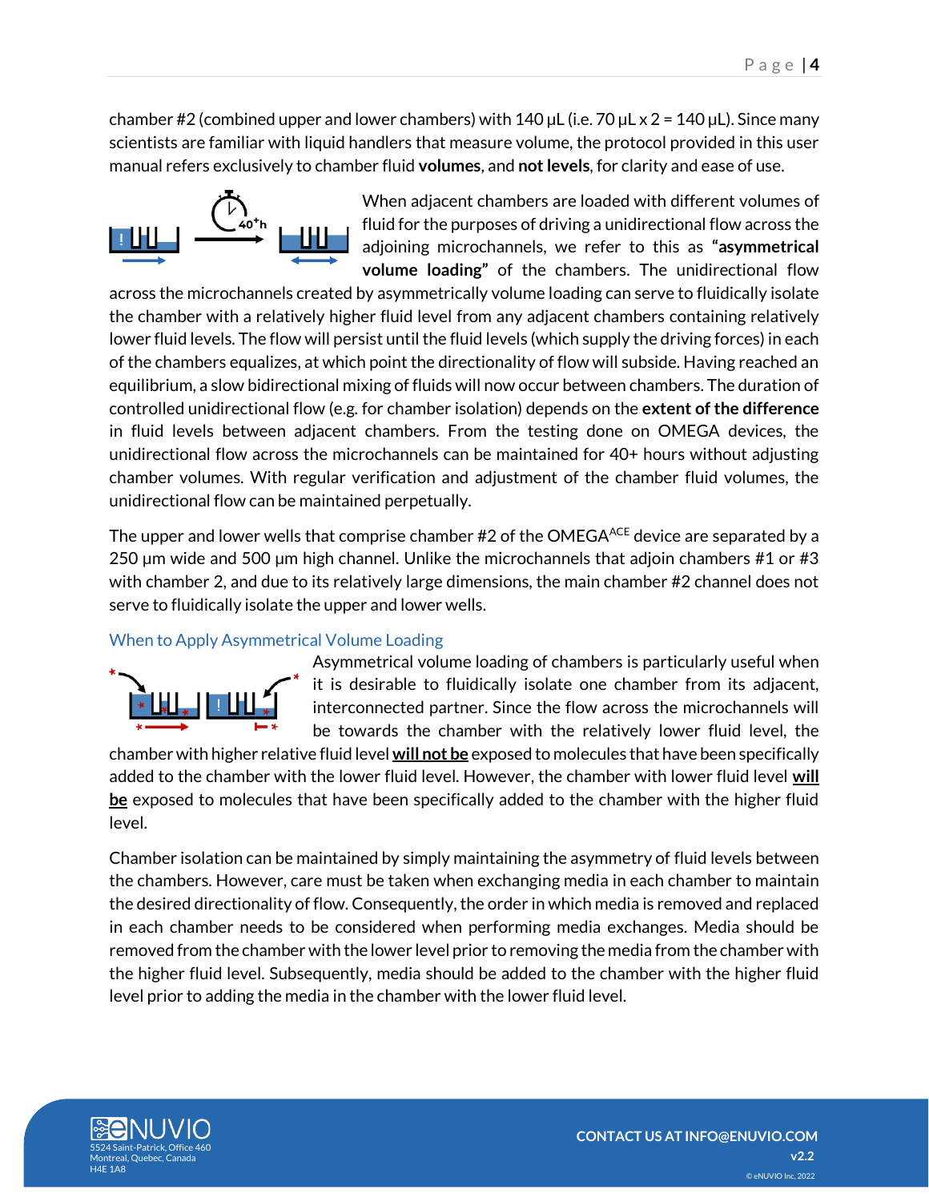chamber #2 (combined upper and lower chambers) with 140 µL (i.e. 70 µL x 2 = 140 µL). Since many scientists are familiar with liquid handlers that measure volume, the protocol provided in this user manual refers exclusively to chamber fluid **volumes**, and **not levels**, for clarity and ease of use.

When adjacent chambers are loaded with different volumes of fluid for the purposes of driving a unidirectional flow across the adjoining microchannels, we refer to this as **"asymmetrical volume loading"** of the chambers. The unidirectional flow across the microchannels created by asymmetrically volume loading can serve to fluidically isolate the chamber with a relatively higher fluid level from any adjacent chambers containing relatively lower fluid levels. The flow will persist until the fluid levels (which supply the driving forces) in each of the chambers equalizes, at which point the directionality of flow will subside. Having reached an equilibrium, a slow bidirectional mixing of fluids will now occur between chambers. The duration of controlled unidirectional flow (e.g. for chamber isolation) depends on the **extent of the difference** in fluid levels between adjacent chambers. From the testing done on OMEGA devices, the unidirectional flow across the microchannels can be maintained for 40+ hours without adjusting chamber volumes. With regular verification and adjustment of the chamber fluid volumes, the unidirectional flow can be maintained perpetually.

The upper and lower wells that comprise chamber #2 of the OMEGA$^{ACE}$ device are separated by a 250 µm wide and 500 µm high channel. Unlike the microchannels that adjoin chambers #1 or #3 with chamber 2, and due to its relatively large dimensions, the main chamber #2 channel does not serve to fluidically isolate the upper and lower wells.

## When to Apply Asymmetrical Volume Loading

Asymmetrical volume loading of chambers is particularly useful when it is desirable to fluidically isolate one chamber from its adjacent, interconnected partner. Since the flow across the microchannels will be towards the chamber with the relatively lower fluid level, the chamber with higher relative fluid level **will not be** exposed to molecules that have been specifically added to the chamber with the lower fluid level. However, the chamber with lower fluid level **will be** exposed to molecules that have been specifically added to the chamber with the higher fluid level.

Chamber isolation can be maintained by simply maintaining the asymmetry of fluid levels between the chambers. However, care must be taken when exchanging media in each chamber to maintain the desired directionality of flow. Consequently, the order in which media is removed and replaced in each chamber needs to be considered when performing media exchanges. Media should be removed from the chamber with the lower level prior to removing the media from the chamber with the higher fluid level. Subsequently, media should be added to the chamber with the higher fluid level prior to adding the media in the chamber with the lower fluid level.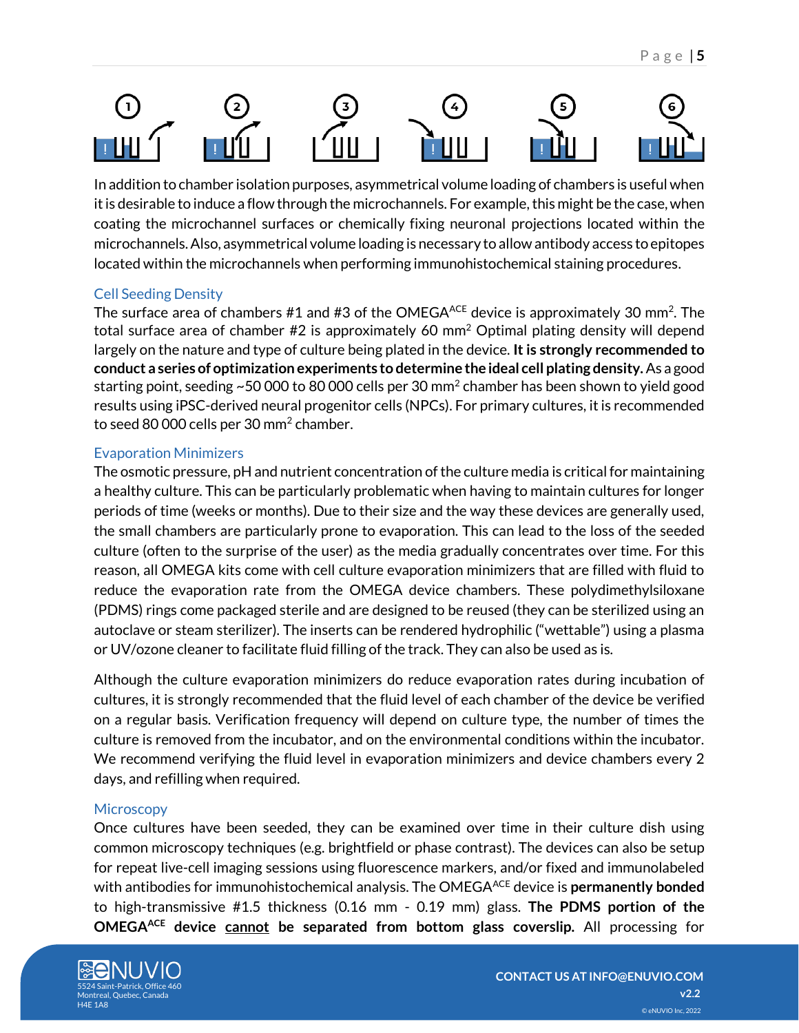In addition to chamber isolation purposes, asymmetrical volume loading of chambers is useful when it is desirable to induce a flow through the microchannels. For example, this might be the case, when coating the microchannel surfaces or chemically fixing neuronal projections located within the microchannels. Also, asymmetrical volume loading is necessary to allow antibody access to epitopes located within the microchannels when performing immunohistochemical staining procedures.

### Cell Seeding Density

The surface area of chambers #1 and #3 of the OMEGA$^{ACE}$ device is approximately 30 mm$^2$. The total surface area of chamber #2 is approximately 60 mm$^2$ Optimal plating density will depend largely on the nature and type of culture being plated in the device. **It is strongly recommended to conduct a series of optimization experiments to determine the ideal cell plating density.** As a good starting point, seeding ~50 000 to 80 000 cells per 30 mm$^2$ chamber has been shown to yield good results using iPSC-derived neural progenitor cells (NPCs). For primary cultures, it is recommended to seed 80 000 cells per 30 mm$^2$ chamber.

### Evaporation Minimizers

The osmotic pressure, pH and nutrient concentration of the culture media is critical for maintaining a healthy culture. This can be particularly problematic when having to maintain cultures for longer periods of time (weeks or months). Due to their size and the way these devices are generally used, the small chambers are particularly prone to evaporation. This can lead to the loss of the seeded culture (often to the surprise of the user) as the media gradually concentrates over time. For this reason, all OMEGA kits come with cell culture evaporation minimizers that are filled with fluid to reduce the evaporation rate from the OMEGA device chambers. These polydimethylsiloxane (PDMS) rings come packaged sterile and are designed to be reused (they can be sterilized using an autoclave or steam sterilizer). The inserts can be rendered hydrophilic ("wettable") using a plasma or UV/ozone cleaner to facilitate fluid filling of the track. They can also be used as is.

Although the culture evaporation minimizers do reduce evaporation rates during incubation of cultures, it is strongly recommended that the fluid level of each chamber of the device be verified on a regular basis. Verification frequency will depend on culture type, the number of times the culture is removed from the incubator, and on the environmental conditions within the incubator. We recommend verifying the fluid level in evaporation minimizers and device chambers every 2 days, and refilling when required.

### Microscopy

Once cultures have been seeded, they can be examined over time in their culture dish using common microscopy techniques (e.g. brightfield or phase contrast). The devices can also be setup for repeat live-cell imaging sessions using fluorescence markers, and/or fixed and immunolabeled with antibodies for immunohistochemical analysis. The OMEGA$^{ACE}$ device is **permanently bonded** to high-transmissive #1.5 thickness (0.16 mm - 0.19 mm) glass. **The PDMS portion of the OMEGA$^{ACE}$ device cannot be separated from bottom glass coverslip.** All processing for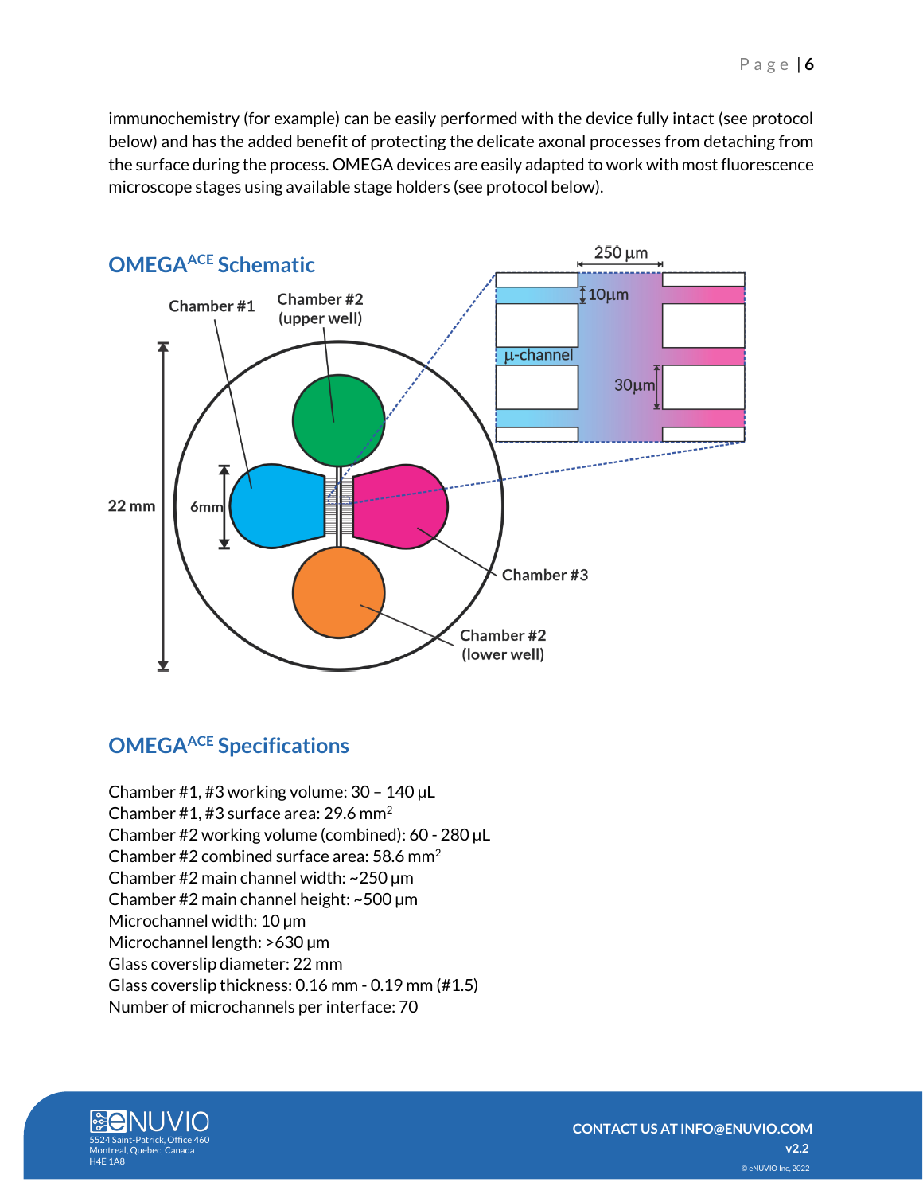immunochemistry (for example) can be easily performed with the device fully intact (see protocol below) and has the added benefit of protecting the delicate axonal processes from detaching from the surface during the process. OMEGA devices are easily adapted to work with most fluorescence microscope stages using available stage holders (see protocol below).

## OMEGA$^{ACE}$ Schematic

Chamber #1

Chamber #2 (upper well)

Chamber #3

Chamber #2 (lower well)

22 mm

6mm

250 µm

10µm

µ-channel

30µm

## OMEGA$^{ACE}$ Specifications

Chamber #1, #3 working volume: 30 – 140 µL
Chamber #1, #3 surface area: 29.6 mm$^2$
Chamber #2 working volume (combined): 60 - 280 µL
Chamber #2 combined surface area: 58.6 mm$^2$
Chamber #2 main channel width: ~250 µm
Chamber #2 main channel height: ~500 µm
Microchannel width: 10 µm
Microchannel length: >630 µm
Glass coverslip diameter: 22 mm
Glass coverslip thickness: 0.16 mm - 0.19 mm (#1.5)
Number of microchannels per interface: 70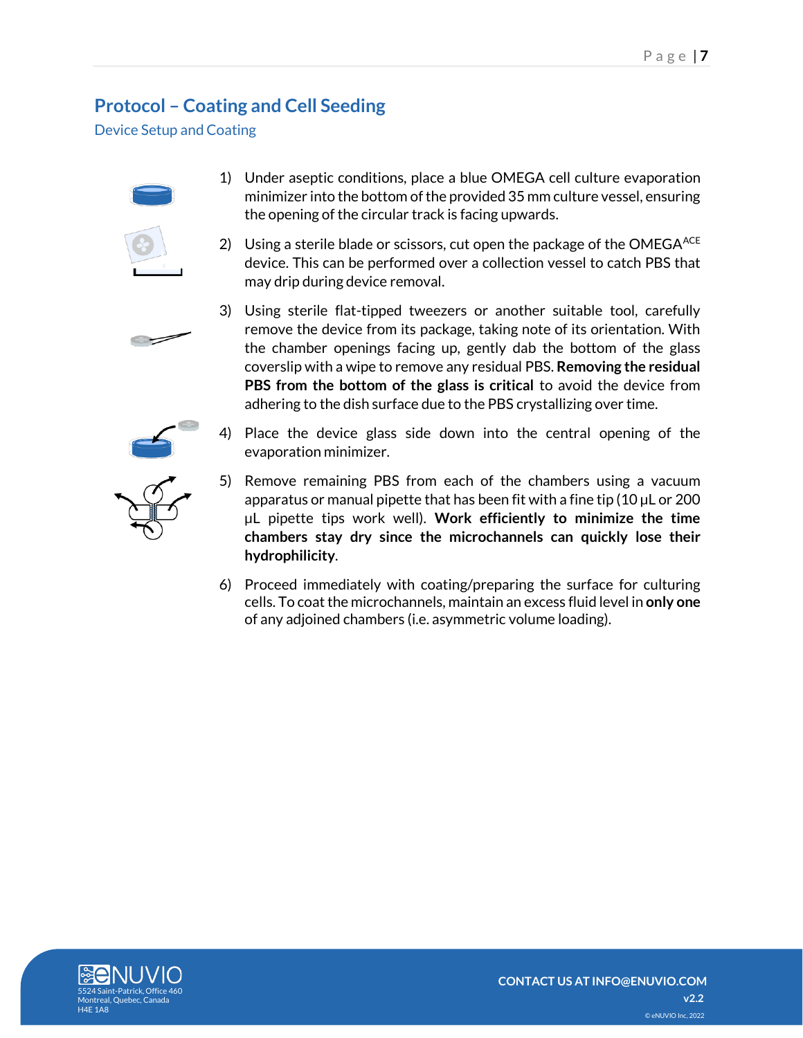## Protocol – Coating and Cell Seeding

### Device Setup and Coating

1) Under aseptic conditions, place a blue OMEGA cell culture evaporation minimizer into the bottom of the provided 35 mm culture vessel, ensuring the opening of the circular track is facing upwards.

2) Using a sterile blade or scissors, cut open the package of the OMEGA$^{ACE}$ device. This can be performed over a collection vessel to catch PBS that may drip during device removal.

3) Using sterile flat-tipped tweezers or another suitable tool, carefully remove the device from its package, taking note of its orientation. With the chamber openings facing up, gently dab the bottom of the glass coverslip with a wipe to remove any residual PBS. **Removing the residual PBS from the bottom of the glass is critical** to avoid the device from adhering to the dish surface due to the PBS crystallizing over time.

4) Place the device glass side down into the central opening of the evaporation minimizer.

5) Remove remaining PBS from each of the chambers using a vacuum apparatus or manual pipette that has been fit with a fine tip (10 µL or 200 µL pipette tips work well). **Work efficiently to minimize the time chambers stay dry since the microchannels can quickly lose their hydrophilicity**.

6) Proceed immediately with coating/preparing the surface for culturing cells. To coat the microchannels, maintain an excess fluid level in **only one** of any adjoined chambers (i.e. asymmetric volume loading).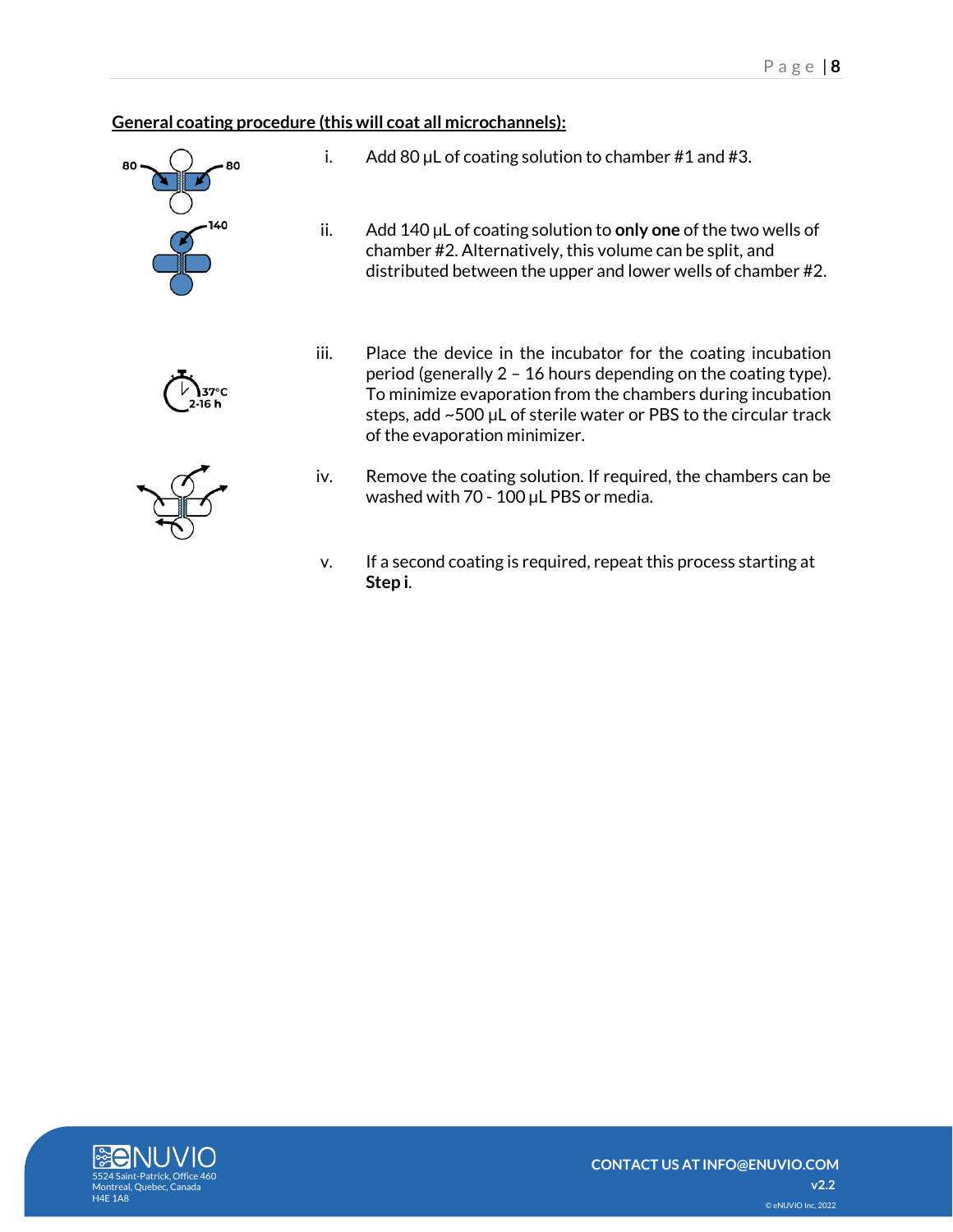**General coating procedure (this will coat all microchannels):**

i. Add 80 μL of coating solution to chamber #1 and #3.

ii. Add 140 μL of coating solution to **only one** of the two wells of chamber #2. Alternatively, this volume can be split, and distributed between the upper and lower wells of chamber #2.

iii. Place the device in the incubator for the coating incubation period (generally 2 – 16 hours depending on the coating type). To minimize evaporation from the chambers during incubation steps, add ~500 μL of sterile water or PBS to the circular track of the evaporation minimizer.

iv. Remove the coating solution. If required, the chambers can be washed with 70 - 100 μL PBS or media.

v. If a second coating is required, repeat this process starting at **Step i**.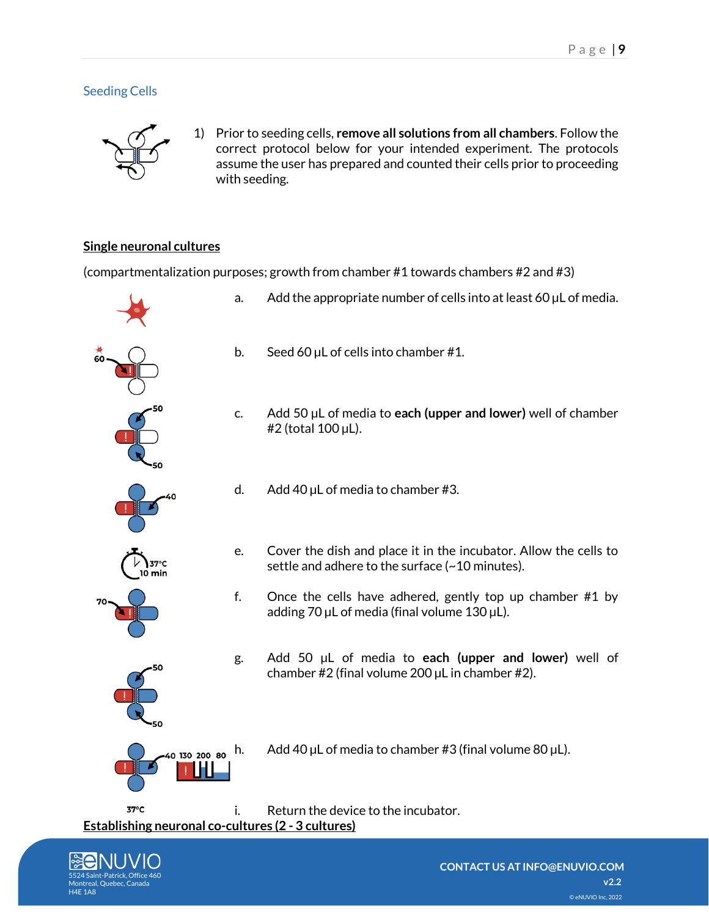## Seeding Cells

1) Prior to seeding cells, **remove all solutions from all chambers**. Follow the correct protocol below for your intended experiment. The protocols assume the user has prepared and counted their cells prior to proceeding with seeding.

**Single neuronal cultures**

(compartmentalization purposes; growth from chamber #1 towards chambers #2 and #3)

a. Add the appropriate number of cells into at least 60 µL of media.

b. Seed 60 µL of cells into chamber #1.

c. Add 50 µL of media to **each (upper and lower)** well of chamber #2 (total 100 µL).

d. Add 40 µL of media to chamber #3.

e. Cover the dish and place it in the incubator. Allow the cells to settle and adhere to the surface (~10 minutes).

f. Once the cells have adhered, gently top up chamber #1 by adding 70 µL of media (final volume 130 µL).

g. Add 50 µL of media to **each (upper and lower)** well of chamber #2 (final volume 200 µL in chamber #2).

h. Add 40 µL of media to chamber #3 (final volume 80 µL).

i. Return the device to the incubator.

**Establishing neuronal co-cultures (2 - 3 cultures)**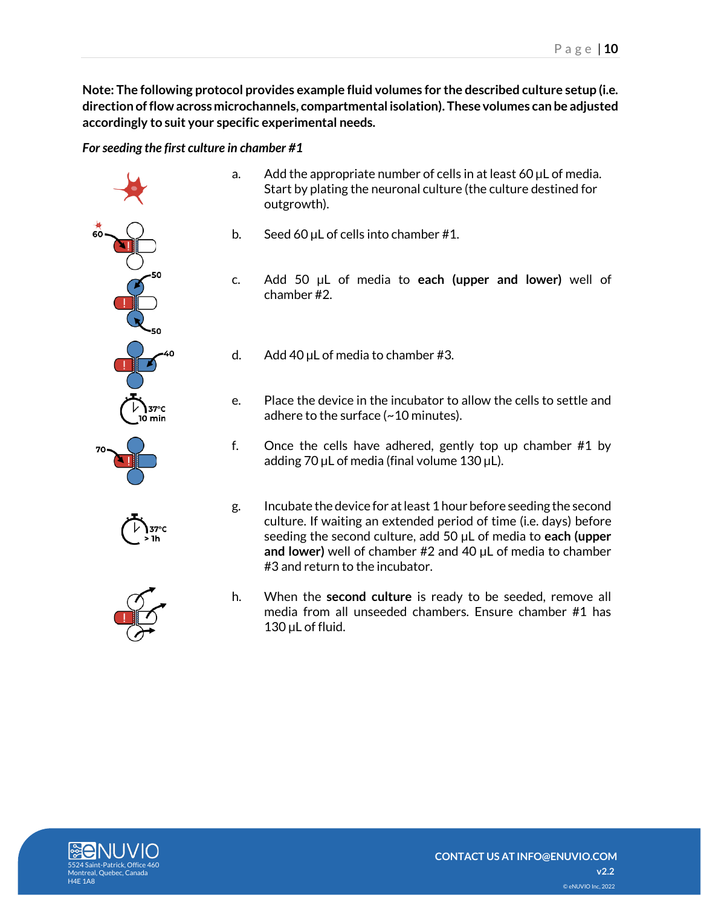**Note: The following protocol provides example fluid volumes for the described culture setup (i.e. direction of flow across microchannels, compartmental isolation). These volumes can be adjusted accordingly to suit your specific experimental needs.**

***For seeding the first culture in chamber #1***

a. Add the appropriate number of cells in at least 60 µL of media. Start by plating the neuronal culture (the culture destined for outgrowth).

b. Seed 60 µL of cells into chamber #1.

c. Add 50 µL of media to **each (upper and lower)** well of chamber #2.

d. Add 40 µL of media to chamber #3.

e. Place the device in the incubator to allow the cells to settle and adhere to the surface (~10 minutes).

f. Once the cells have adhered, gently top up chamber #1 by adding 70 µL of media (final volume 130 µL).

g. Incubate the device for at least 1 hour before seeding the second culture. If waiting an extended period of time (i.e. days) before seeding the second culture, add 50 µL of media to **each (upper and lower)** well of chamber #2 and 40 µL of media to chamber #3 and return to the incubator.

h. When the **second culture** is ready to be seeded, remove all media from all unseeded chambers. Ensure chamber #1 has 130 µL of fluid.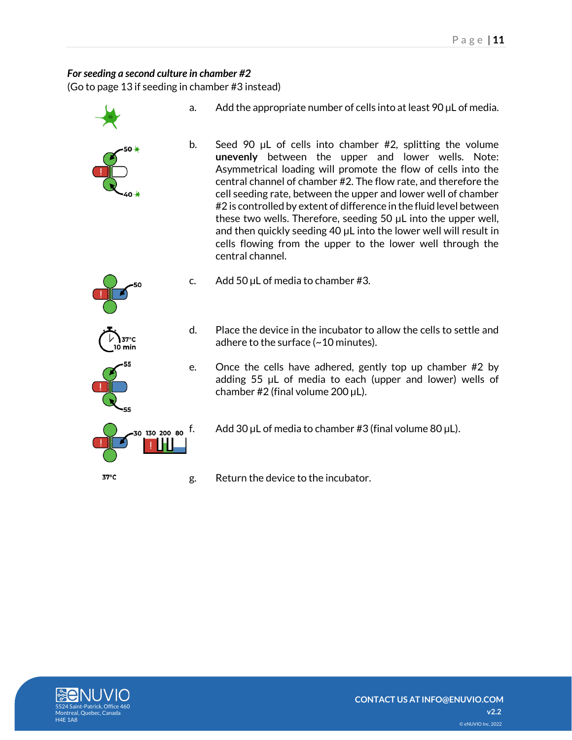*For seeding a second culture in chamber #2*

(Go to page 13 if seeding in chamber #3 instead)

a. Add the appropriate number of cells into at least 90 µL of media.

b. Seed 90 µL of cells into chamber #2, splitting the volume **unevenly** between the upper and lower wells. Note: Asymmetrical loading will promote the flow of cells into the central channel of chamber #2. The flow rate, and therefore the cell seeding rate, between the upper and lower well of chamber #2 is controlled by extent of difference in the fluid level between these two wells. Therefore, seeding 50 µL into the upper well, and then quickly seeding 40 µL into the lower well will result in cells flowing from the upper to the lower well through the central channel.

c. Add 50 µL of media to chamber #3.

d. Place the device in the incubator to allow the cells to settle and adhere to the surface (~10 minutes).

e. Once the cells have adhered, gently top up chamber #2 by adding 55 µL of media to each (upper and lower) wells of chamber #2 (final volume 200 µL).

f. Add 30 µL of media to chamber #3 (final volume 80 µL).

g. Return the device to the incubator.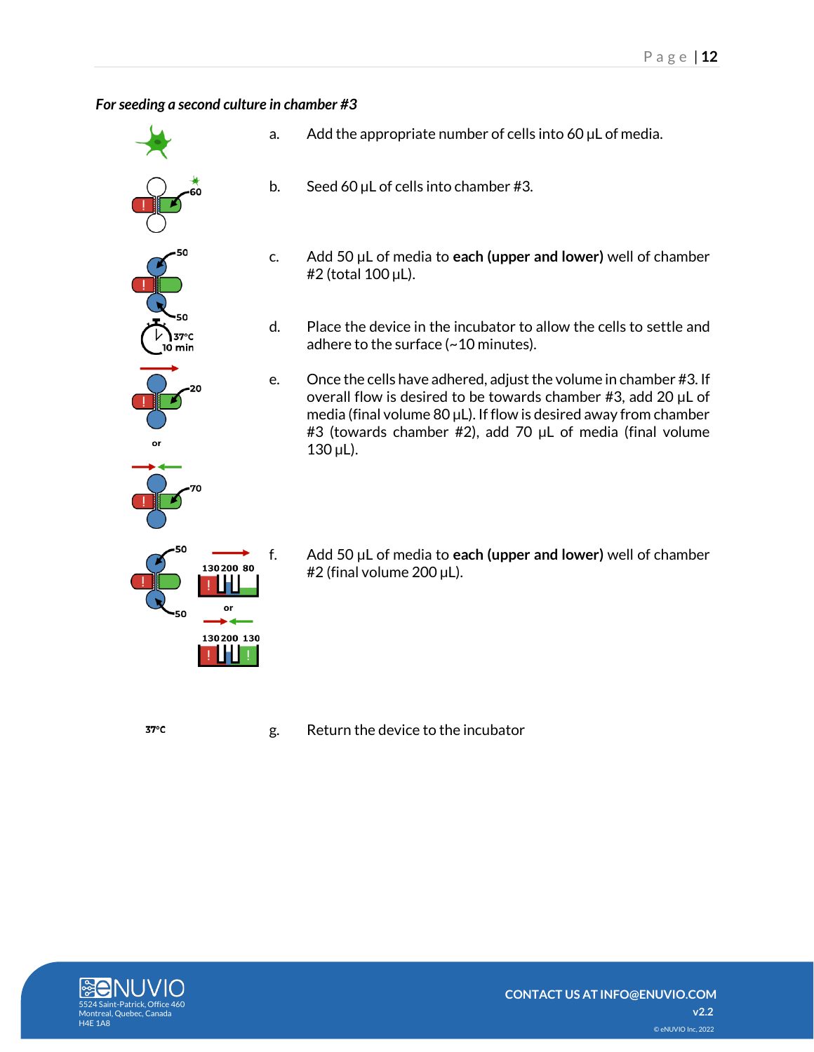*For seeding a second culture in chamber #3*

a. Add the appropriate number of cells into 60 µL of media.

b. Seed 60 µL of cells into chamber #3.

c. Add 50 µL of media to **each (upper and lower)** well of chamber #2 (total 100 µL).

d. Place the device in the incubator to allow the cells to settle and adhere to the surface (~10 minutes).

e. Once the cells have adhered, adjust the volume in chamber #3. If overall flow is desired to be towards chamber #3, add 20 µL of media (final volume 80 µL). If flow is desired away from chamber #3 (towards chamber #2), add 70 µL of media (final volume 130 µL).

f. Add 50 µL of media to **each (upper and lower)** well of chamber #2 (final volume 200 µL).

g. Return the device to the incubator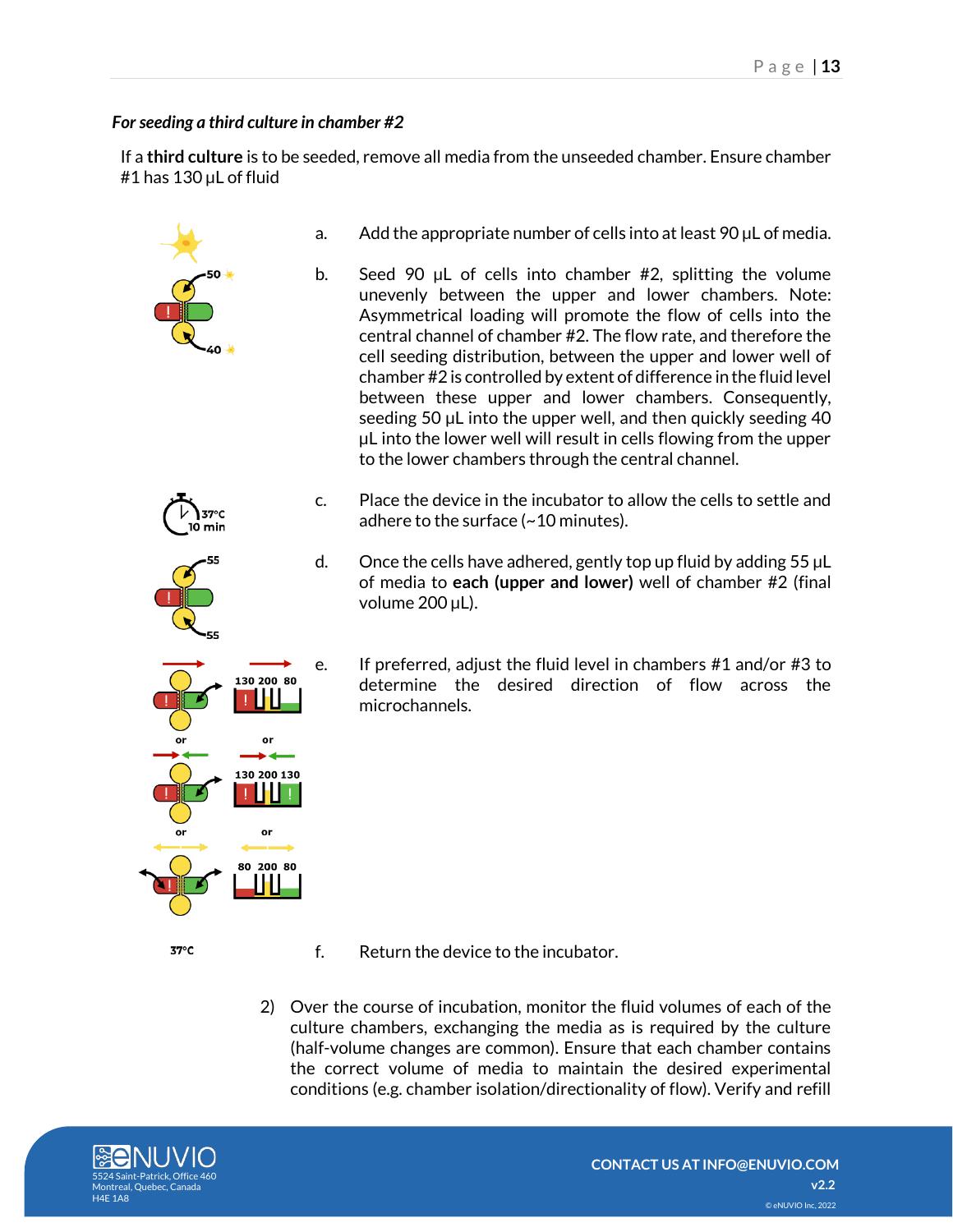*For seeding a third culture in chamber #2*

If a **third culture** is to be seeded, remove all media from the unseeded chamber. Ensure chamber #1 has 130 µL of fluid

a. Add the appropriate number of cells into at least 90 µL of media.

b. Seed 90 µL of cells into chamber #2, splitting the volume unevenly between the upper and lower chambers. Note: Asymmetrical loading will promote the flow of cells into the central channel of chamber #2. The flow rate, and therefore the cell seeding distribution, between the upper and lower well of chamber #2 is controlled by extent of difference in the fluid level between these upper and lower chambers. Consequently, seeding 50 µL into the upper well, and then quickly seeding 40 µL into the lower well will result in cells flowing from the upper to the lower chambers through the central channel.

c. Place the device in the incubator to allow the cells to settle and adhere to the surface (~10 minutes).

d. Once the cells have adhered, gently top up fluid by adding 55 µL of media to **each (upper and lower)** well of chamber #2 (final volume 200 µL).

e. If preferred, adjust the fluid level in chambers #1 and/or #3 to determine the desired direction of flow across the microchannels.

f. Return the device to the incubator.

2) Over the course of incubation, monitor the fluid volumes of each of the culture chambers, exchanging the media as is required by the culture (half-volume changes are common). Ensure that each chamber contains the correct volume of media to maintain the desired experimental conditions (e.g. chamber isolation/directionality of flow). Verify and refill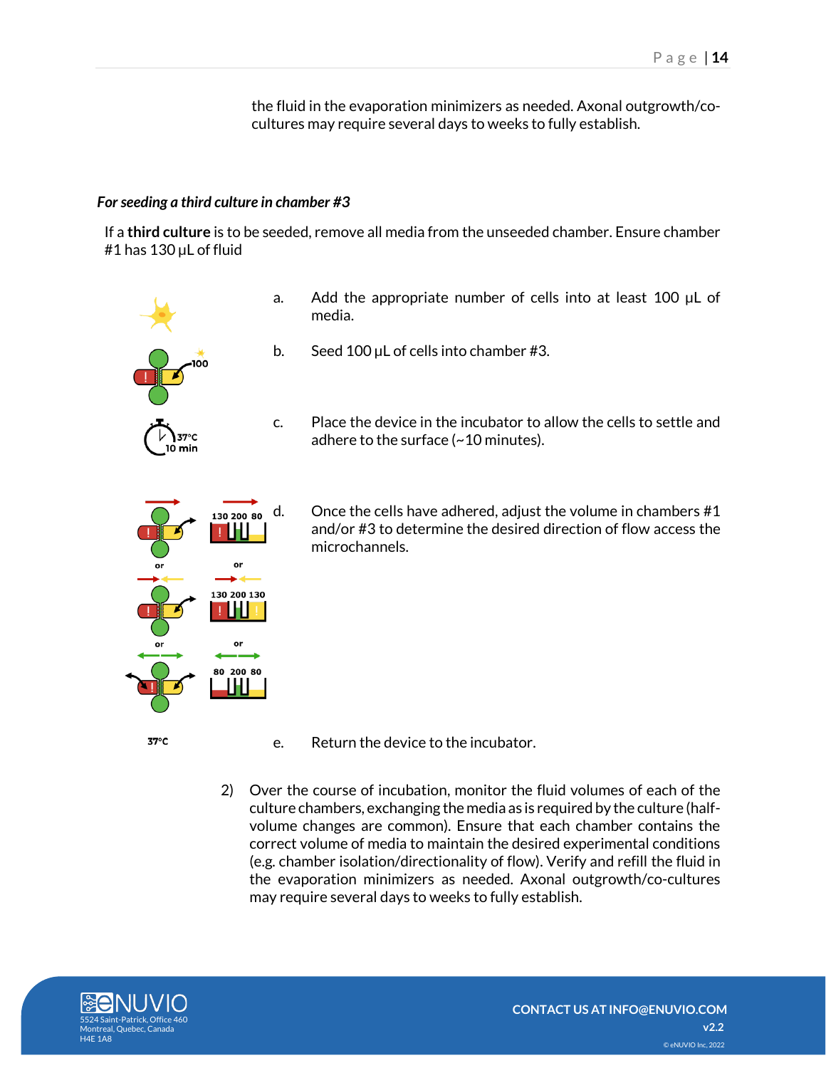the fluid in the evaporation minimizers as needed. Axonal outgrowth/co-cultures may require several days to weeks to fully establish.

*For seeding a third culture in chamber #3*

If a **third culture** is to be seeded, remove all media from the unseeded chamber. Ensure chamber #1 has 130 µL of fluid

a. Add the appropriate number of cells into at least 100 µL of media.

b. Seed 100 µL of cells into chamber #3.

c. Place the device in the incubator to allow the cells to settle and adhere to the surface (~10 minutes).

d. Once the cells have adhered, adjust the volume in chambers #1 and/or #3 to determine the desired direction of flow access the microchannels.

e. Return the device to the incubator.

2) Over the course of incubation, monitor the fluid volumes of each of the culture chambers, exchanging the media as is required by the culture (half-volume changes are common). Ensure that each chamber contains the correct volume of media to maintain the desired experimental conditions (e.g. chamber isolation/directionality of flow). Verify and refill the fluid in the evaporation minimizers as needed. Axonal outgrowth/co-cultures may require several days to weeks to fully establish.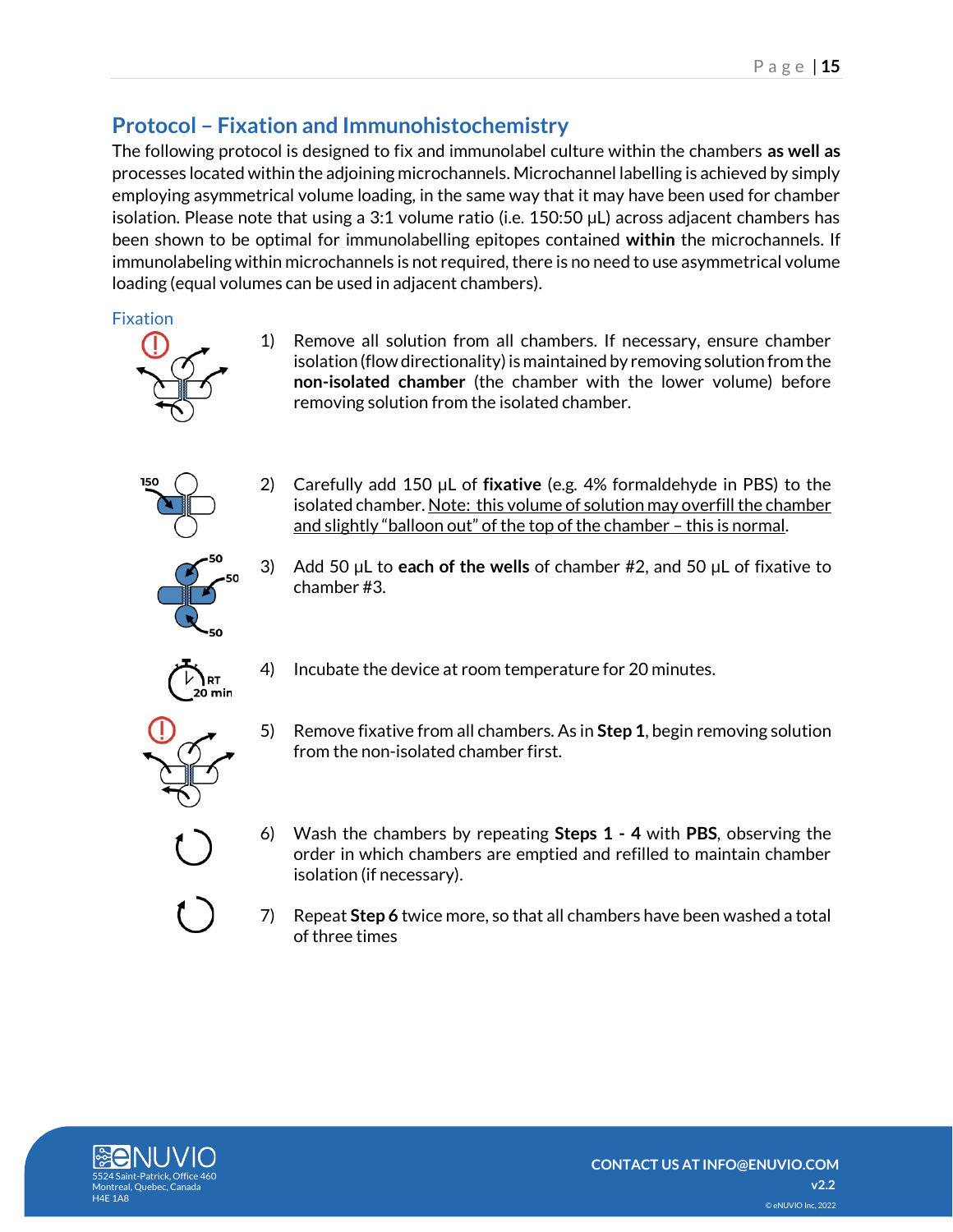## Protocol – Fixation and Immunohistochemistry

The following protocol is designed to fix and immunolabel culture within the chambers **as well as** processes located within the adjoining microchannels. Microchannel labelling is achieved by simply employing asymmetrical volume loading, in the same way that it may have been used for chamber isolation. Please note that using a 3:1 volume ratio (i.e. 150:50 µL) across adjacent chambers has been shown to be optimal for immunolabelling epitopes contained **within** the microchannels. If immunolabeling within microchannels is not required, there is no need to use asymmetrical volume loading (equal volumes can be used in adjacent chambers).

### Fixation

1) Remove all solution from all chambers. If necessary, ensure chamber isolation (flow directionality) is maintained by removing solution from the **non-isolated chamber** (the chamber with the lower volume) before removing solution from the isolated chamber.

2) Carefully add 150 µL of **fixative** (e.g. 4% formaldehyde in PBS) to the isolated chamber. <u>Note: this volume of solution may overfill the chamber and slightly "balloon out" of the top of the chamber – this is normal</u>.

3) Add 50 µL to **each of the wells** of chamber #2, and 50 µL of fixative to chamber #3.

4) Incubate the device at room temperature for 20 minutes.

5) Remove fixative from all chambers. As in **Step 1**, begin removing solution from the non-isolated chamber first.

6) Wash the chambers by repeating **Steps 1 - 4** with **PBS**, observing the order in which chambers are emptied and refilled to maintain chamber isolation (if necessary).

7) Repeat **Step 6** twice more, so that all chambers have been washed a total of three times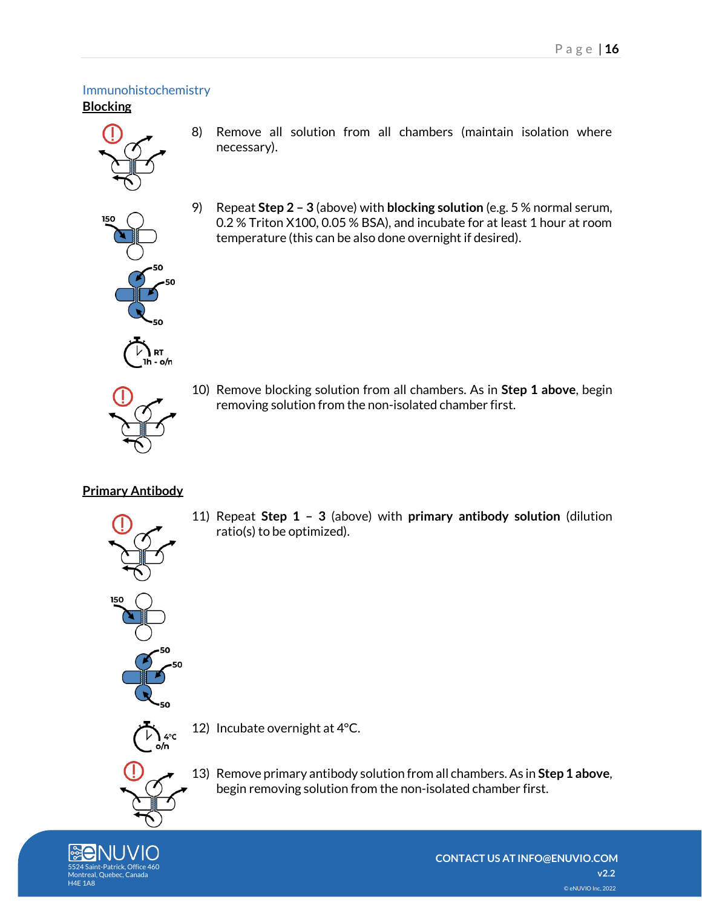## Immunohistochemistry

### Blocking

8) Remove all solution from all chambers (maintain isolation where necessary).

9) Repeat **Step 2 – 3** (above) with **blocking solution** (e.g. 5 % normal serum, 0.2 % Triton X100, 0.05 % BSA), and incubate for at least 1 hour at room temperature (this can be also done overnight if desired).

10) Remove blocking solution from all chambers. As in **Step 1 above**, begin removing solution from the non-isolated chamber first.

### Primary Antibody

11) Repeat **Step 1 – 3** (above) with **primary antibody solution** (dilution ratio(s) to be optimized).

12) Incubate overnight at 4°C.

13) Remove primary antibody solution from all chambers. As in **Step 1 above**, begin removing solution from the non-isolated chamber first.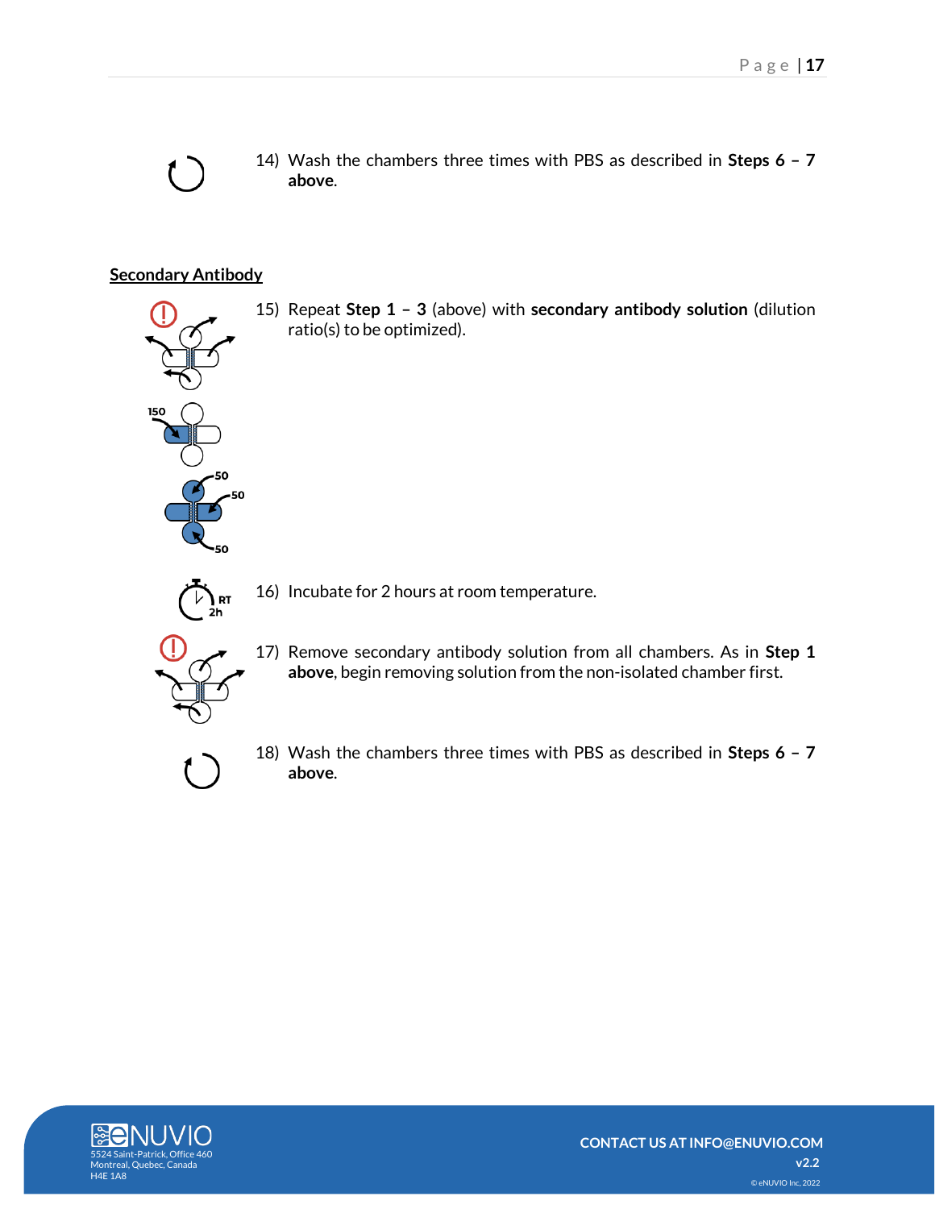14) Wash the chambers three times with PBS as described in **Steps 6 – 7 above**.

## Secondary Antibody

15) Repeat **Step 1 – 3** (above) with **secondary antibody solution** (dilution ratio(s) to be optimized).

16) Incubate for 2 hours at room temperature.

17) Remove secondary antibody solution from all chambers. As in **Step 1 above**, begin removing solution from the non-isolated chamber first.

18) Wash the chambers three times with PBS as described in **Steps 6 – 7 above**.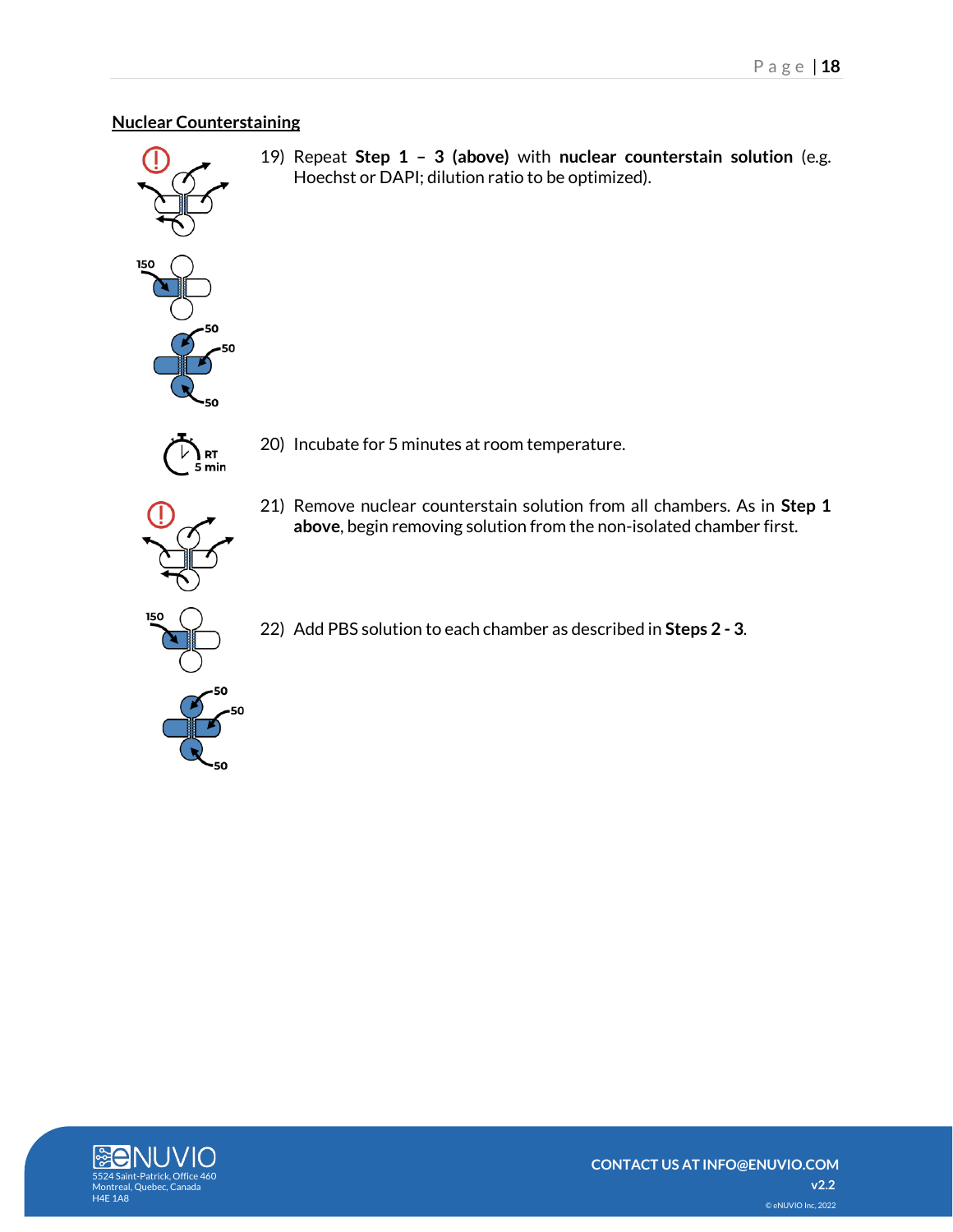## Nuclear Counterstaining

19) Repeat **Step 1 – 3 (above)** with **nuclear counterstain solution** (e.g. Hoechst or DAPI; dilution ratio to be optimized).

20) Incubate for 5 minutes at room temperature.

21) Remove nuclear counterstain solution from all chambers. As in **Step 1 above**, begin removing solution from the non-isolated chamber first.

22) Add PBS solution to each chamber as described in **Steps 2 - 3**.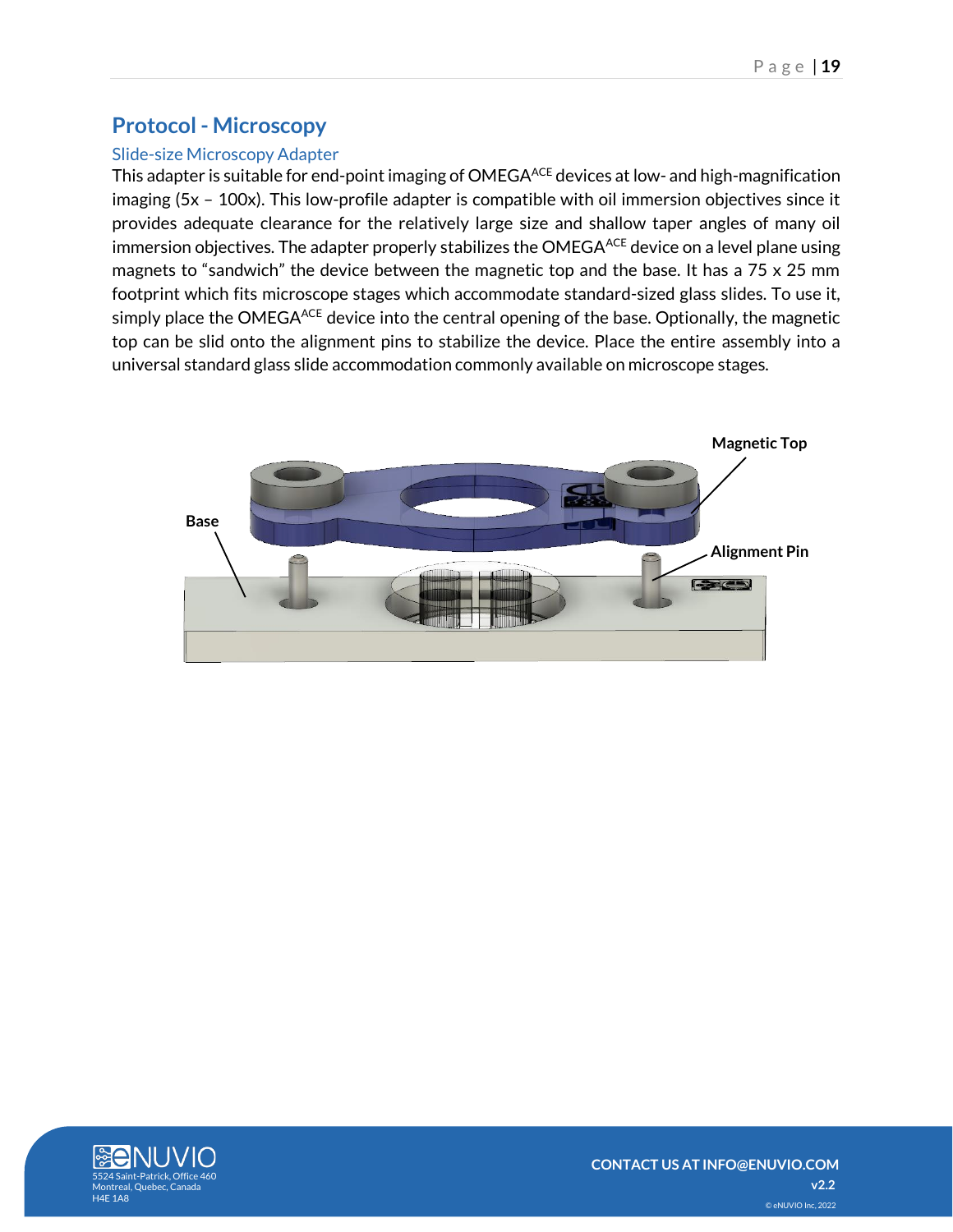## Protocol - Microscopy

### Slide-size Microscopy Adapter

This adapter is suitable for end-point imaging of OMEGA$^{ACE}$ devices at low- and high-magnification imaging (5x – 100x). This low-profile adapter is compatible with oil immersion objectives since it provides adequate clearance for the relatively large size and shallow taper angles of many oil immersion objectives. The adapter properly stabilizes the OMEGA$^{ACE}$ device on a level plane using magnets to "sandwich" the device between the magnetic top and the base. It has a 75 x 25 mm footprint which fits microscope stages which accommodate standard-sized glass slides. To use it, simply place the OMEGA$^{ACE}$ device into the central opening of the base. Optionally, the magnetic top can be slid onto the alignment pins to stabilize the device. Place the entire assembly into a universal standard glass slide accommodation commonly available on microscope stages.

Magnetic Top

Base

Alignment Pin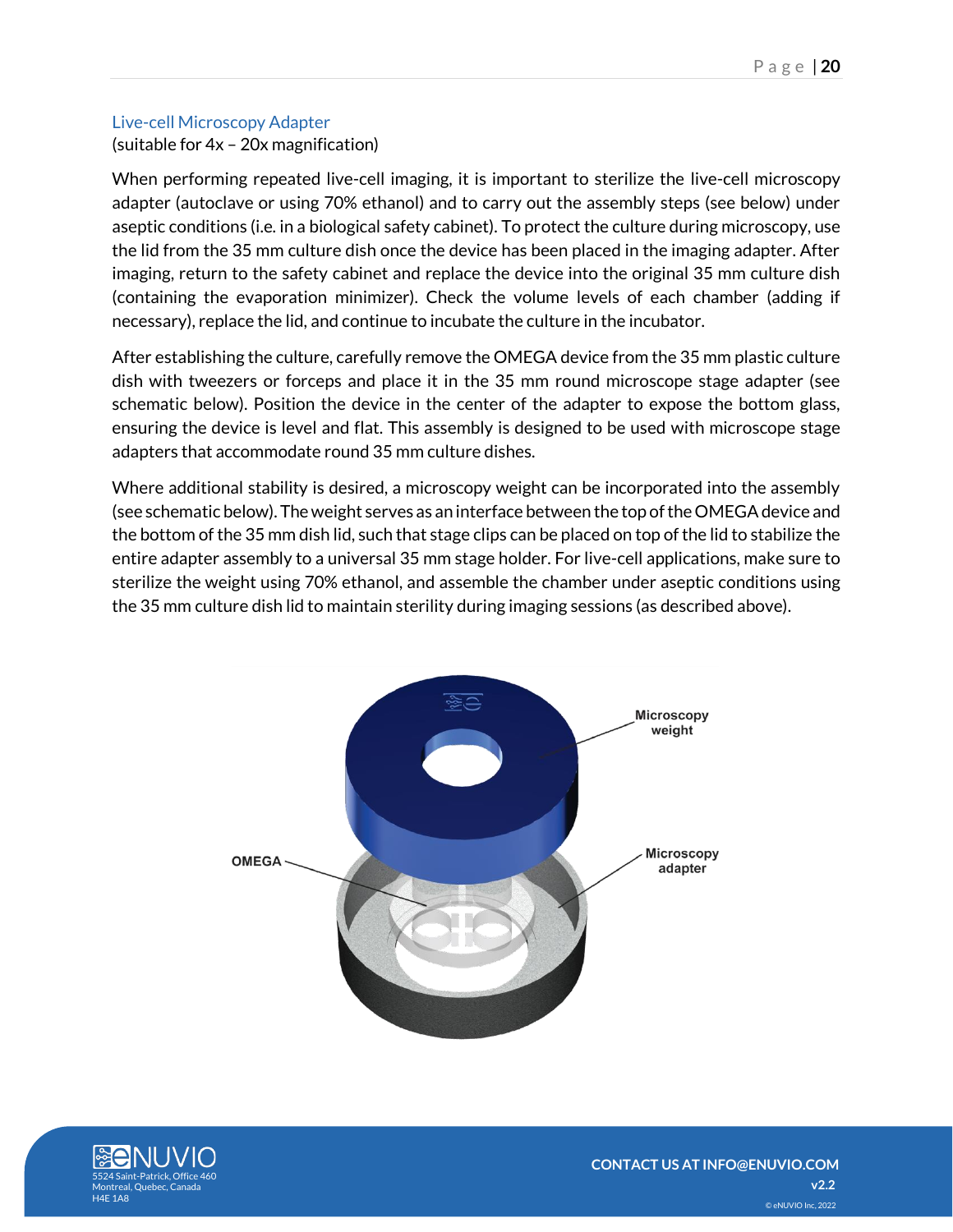## Live-cell Microscopy Adapter

(suitable for 4x – 20x magnification)

When performing repeated live-cell imaging, it is important to sterilize the live-cell microscopy adapter (autoclave or using 70% ethanol) and to carry out the assembly steps (see below) under aseptic conditions (i.e. in a biological safety cabinet). To protect the culture during microscopy, use the lid from the 35 mm culture dish once the device has been placed in the imaging adapter. After imaging, return to the safety cabinet and replace the device into the original 35 mm culture dish (containing the evaporation minimizer). Check the volume levels of each chamber (adding if necessary), replace the lid, and continue to incubate the culture in the incubator.

After establishing the culture, carefully remove the OMEGA device from the 35 mm plastic culture dish with tweezers or forceps and place it in the 35 mm round microscope stage adapter (see schematic below). Position the device in the center of the adapter to expose the bottom glass, ensuring the device is level and flat. This assembly is designed to be used with microscope stage adapters that accommodate round 35 mm culture dishes.

Where additional stability is desired, a microscopy weight can be incorporated into the assembly (see schematic below). The weight serves as an interface between the top of the OMEGA device and the bottom of the 35 mm dish lid, such that stage clips can be placed on top of the lid to stabilize the entire adapter assembly to a universal 35 mm stage holder. For live-cell applications, make sure to sterilize the weight using 70% ethanol, and assemble the chamber under aseptic conditions using the 35 mm culture dish lid to maintain sterility during imaging sessions (as described above).

Microscopy weight

OMEGA

Microscopy adapter